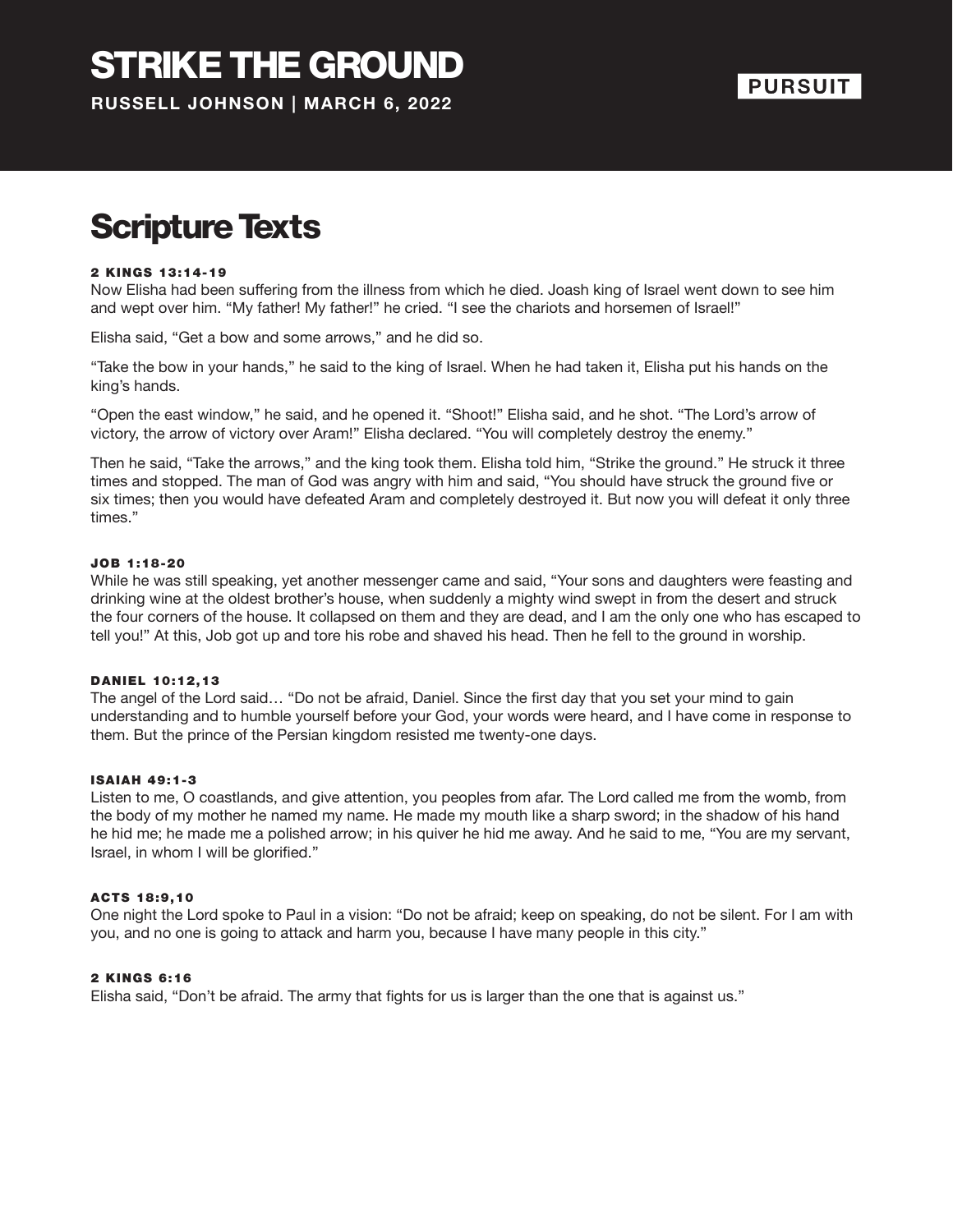# STRIKE THE GROUND

**RUSSELL JOHNSON | MARCH 6, 2022**

**PURSUIT**

## Scripture Texts

**2 KINGS 13:14-19**

Now Elisha had been suffering from the illness from which he died. Joash king of Israel went down to see him and wept over him. "My father! My father!" he cried. "I see the chariots and horsemen of Israel!"

Elisha said, "Get a bow and some arrows," and he did so.

"Take the bow in your hands," he said to the king of Israel. When he had taken it, Elisha put his hands on the king's hands.

"Open the east window," he said, and he opened it. "Shoot!" Elisha said, and he shot. "The Lord's arrow of victory, the arrow of victory over Aram!" Elisha declared. "You will completely destroy the enemy."

Then he said, "Take the arrows," and the king took them. Elisha told him, "Strike the ground." He struck it three times and stopped. The man of God was angry with him and said, "You should have struck the ground five or six times; then you would have defeated Aram and completely destroyed it. But now you will defeat it only three times."

**JOB 1:18-20**

While he was still speaking, yet another messenger came and said, "Your sons and daughters were feasting and drinking wine at the oldest brother's house, when suddenly a mighty wind swept in from the desert and struck the four corners of the house. It collapsed on them and they are dead, and I am the only one who has escaped to tell you!" At this, Job got up and tore his robe and shaved his head. Then he fell to the ground in worship.

**DANIEL 10:12,13**

The angel of the Lord said… "Do not be afraid, Daniel. Since the first day that you set your mind to gain understanding and to humble yourself before your God, your words were heard, and I have come in response to them. But the prince of the Persian kingdom resisted me twenty-one days.

**ISAIAH 49:1-3**

Listen to me, O coastlands, and give attention, you peoples from afar. The Lord called me from the womb, from the body of my mother he named my name. He made my mouth like a sharp sword; in the shadow of his hand he hid me; he made me a polished arrow; in his quiver he hid me away. And he said to me, "You are my servant, Israel, in whom I will be glorified."

**ACTS 18:9,10**

One night the Lord spoke to Paul in a vision: "Do not be afraid; keep on speaking, do not be silent. For I am with you, and no one is going to attack and harm you, because I have many people in this city."

**2 KINGS 6:16**

Elisha said, "Don't be afraid. The army that fights for us is larger than the one that is against us."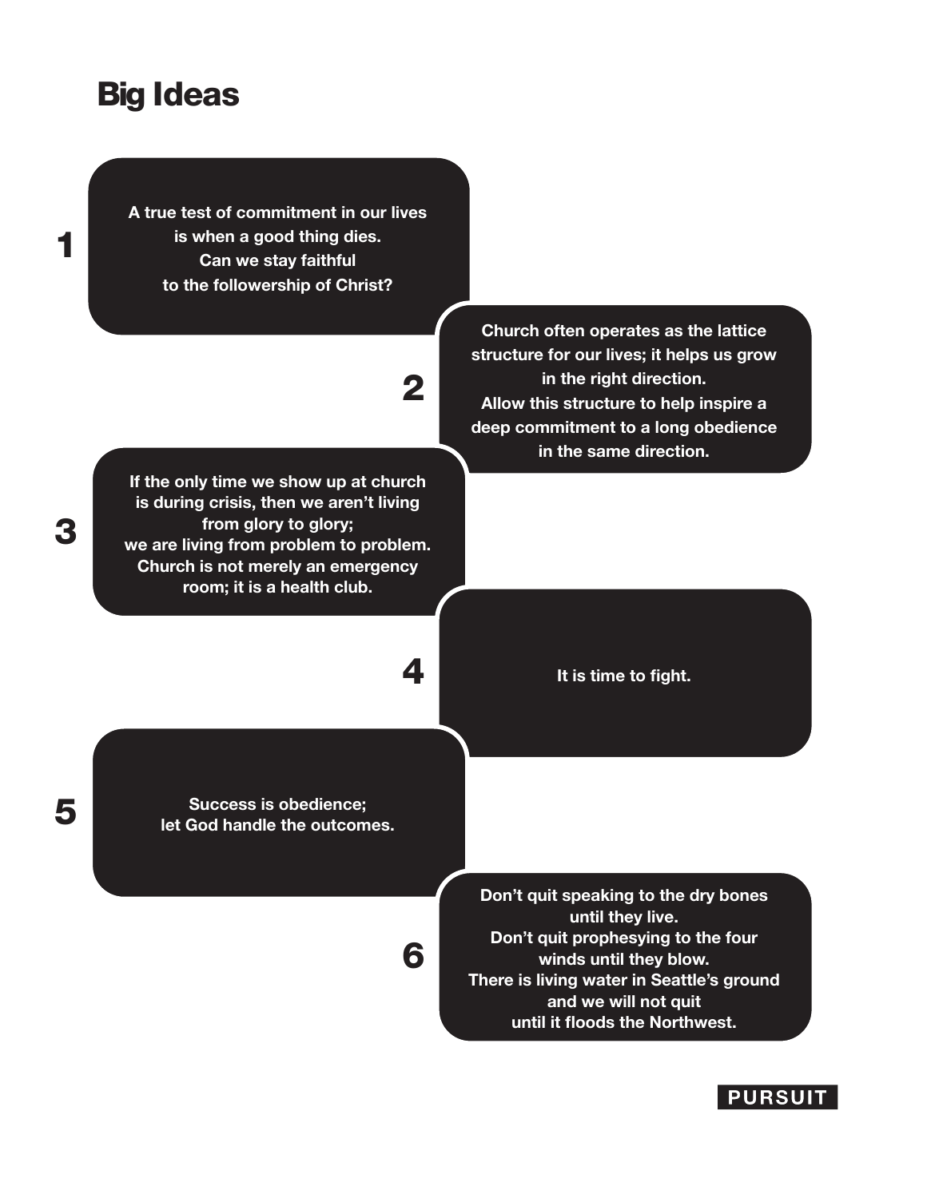# Big Ideas

1. A true test of commitment in our lives is when a good thing dies. Can we stay faithful to the followership of Christ?

2. Church often operates as the lattice structure for our lives; it helps us grow in the right direction. Allow this structure to help inspire a deep commitment to a long obedience in the same direction.

3. If the only time we show up at church is during crisis, then we aren't living from glory to glory; we are living from problem to problem. Church is not merely an emergency room; it is a health club.

4. It is time to fight.

5. Success is obedience; let God handle the outcomes.

6. Don't quit speaking to the dry bones until they live. Don't quit prophesying to the four winds until they blow. There is living water in Seattle's ground and we will not quit until it floods the Northwest.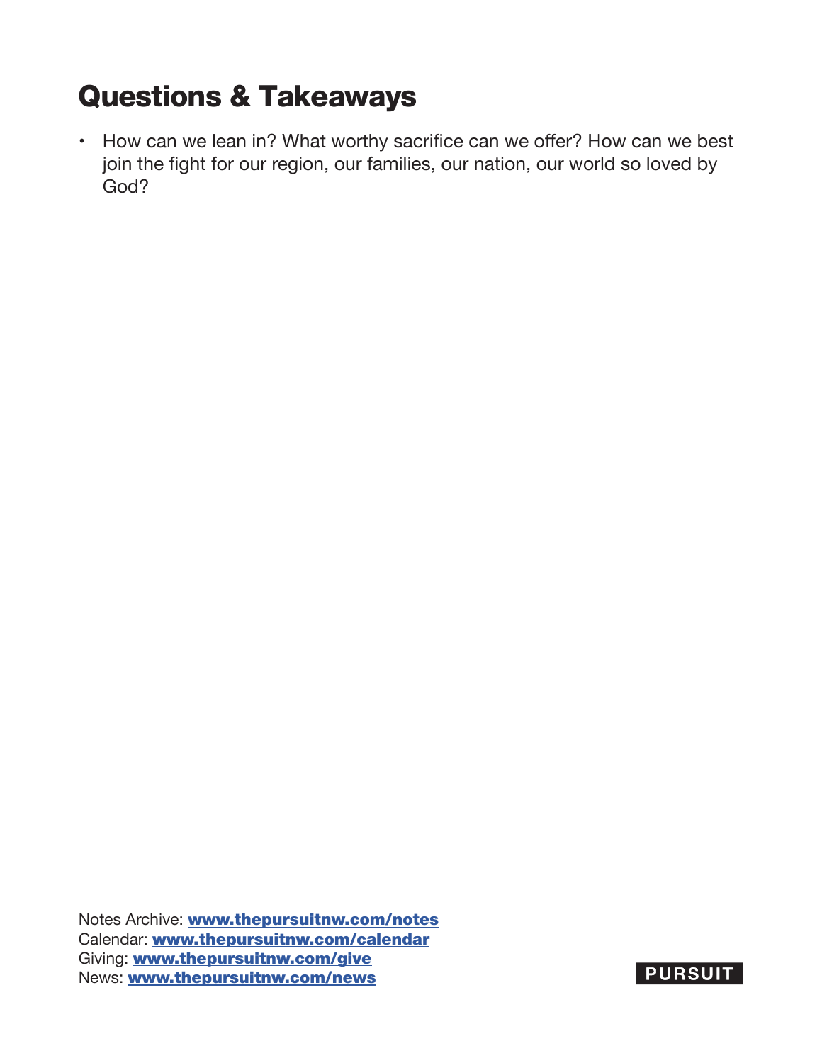## Questions & Takeaways

- How can we lean in? What worthy sacrifice can we offer? How can we best join the fight for our region, our families, our nation, our world so loved by God?

Notes Archive: **www.thepursuitnw.com/notes**
Calendar: **www.thepursuitnw.com/calendar**
Giving: **www.thepursuitnw.com/give**
News: **www.thepursuitnw.com/news**

PURSUIT